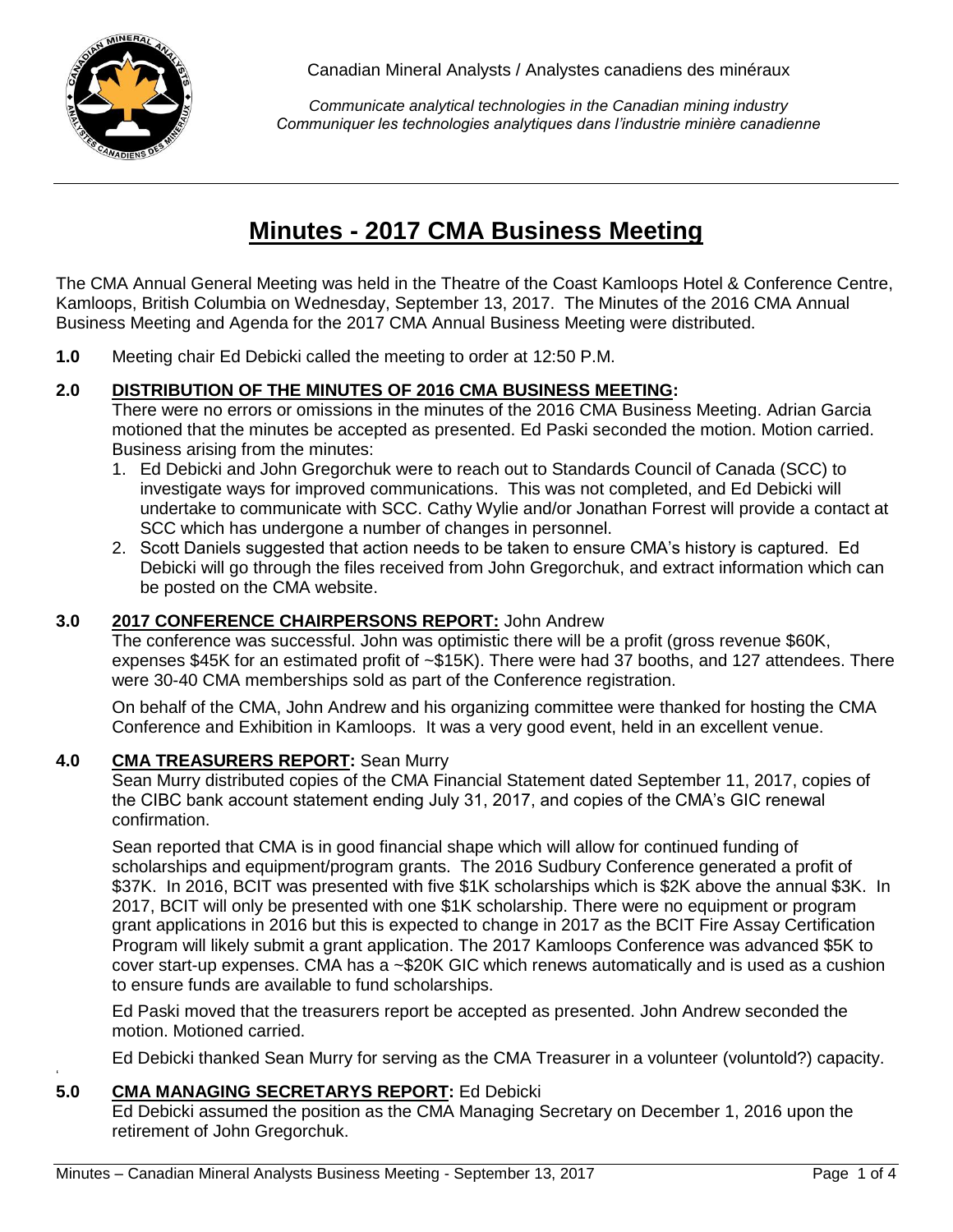Canadian Mineral Analysts / Analystes canadiens des minéraux

*Communicate analytical technologies in the Canadian mining industry*
*Communiquer les technologies analytiques dans l'industrie minière canadienne*

# Minutes - 2017 CMA Business Meeting

The CMA Annual General Meeting was held in the Theatre of the Coast Kamloops Hotel & Conference Centre, Kamloops, British Columbia on Wednesday, September 13, 2017. The Minutes of the 2016 CMA Annual Business Meeting and Agenda for the 2017 CMA Annual Business Meeting were distributed.

**1.0** Meeting chair Ed Debicki called the meeting to order at 12:50 P.M.

## 2.0 DISTRIBUTION OF THE MINUTES OF 2016 CMA BUSINESS MEETING:

There were no errors or omissions in the minutes of the 2016 CMA Business Meeting. Adrian Garcia motioned that the minutes be accepted as presented. Ed Paski seconded the motion. Motion carried.
Business arising from the minutes:

1. Ed Debicki and John Gregorchuk were to reach out to Standards Council of Canada (SCC) to investigate ways for improved communications. This was not completed, and Ed Debicki will undertake to communicate with SCC. Cathy Wylie and/or Jonathan Forrest will provide a contact at SCC which has undergone a number of changes in personnel.
2. Scott Daniels suggested that action needs to be taken to ensure CMA's history is captured. Ed Debicki will go through the files received from John Gregorchuk, and extract information which can be posted on the CMA website.

## 3.0 2017 CONFERENCE CHAIRPERSONS REPORT: John Andrew

The conference was successful. John was optimistic there will be a profit (gross revenue $60K, expenses $45K for an estimated profit of ~$15K). There were had 37 booths, and 127 attendees. There were 30-40 CMA memberships sold as part of the Conference registration.

On behalf of the CMA, John Andrew and his organizing committee were thanked for hosting the CMA Conference and Exhibition in Kamloops. It was a very good event, held in an excellent venue.

## 4.0 CMA TREASURERS REPORT: Sean Murry

Sean Murry distributed copies of the CMA Financial Statement dated September 11, 2017, copies of the CIBC bank account statement ending July 31, 2017, and copies of the CMA's GIC renewal confirmation.

Sean reported that CMA is in good financial shape which will allow for continued funding of scholarships and equipment/program grants. The 2016 Sudbury Conference generated a profit of $37K. In 2016, BCIT was presented with five $1K scholarships which is $2K above the annual $3K. In 2017, BCIT will only be presented with one $1K scholarship. There were no equipment or program grant applications in 2016 but this is expected to change in 2017 as the BCIT Fire Assay Certification Program will likely submit a grant application. The 2017 Kamloops Conference was advanced $5K to cover start-up expenses. CMA has a ~$20K GIC which renews automatically and is used as a cushion to ensure funds are available to fund scholarships.

Ed Paski moved that the treasurers report be accepted as presented. John Andrew seconded the motion. Motioned carried.

Ed Debicki thanked Sean Murry for serving as the CMA Treasurer in a volunteer (voluntold?) capacity.

## 5.0 CMA MANAGING SECRETARYS REPORT: Ed Debicki

Ed Debicki assumed the position as the CMA Managing Secretary on December 1, 2016 upon the retirement of John Gregorchuk.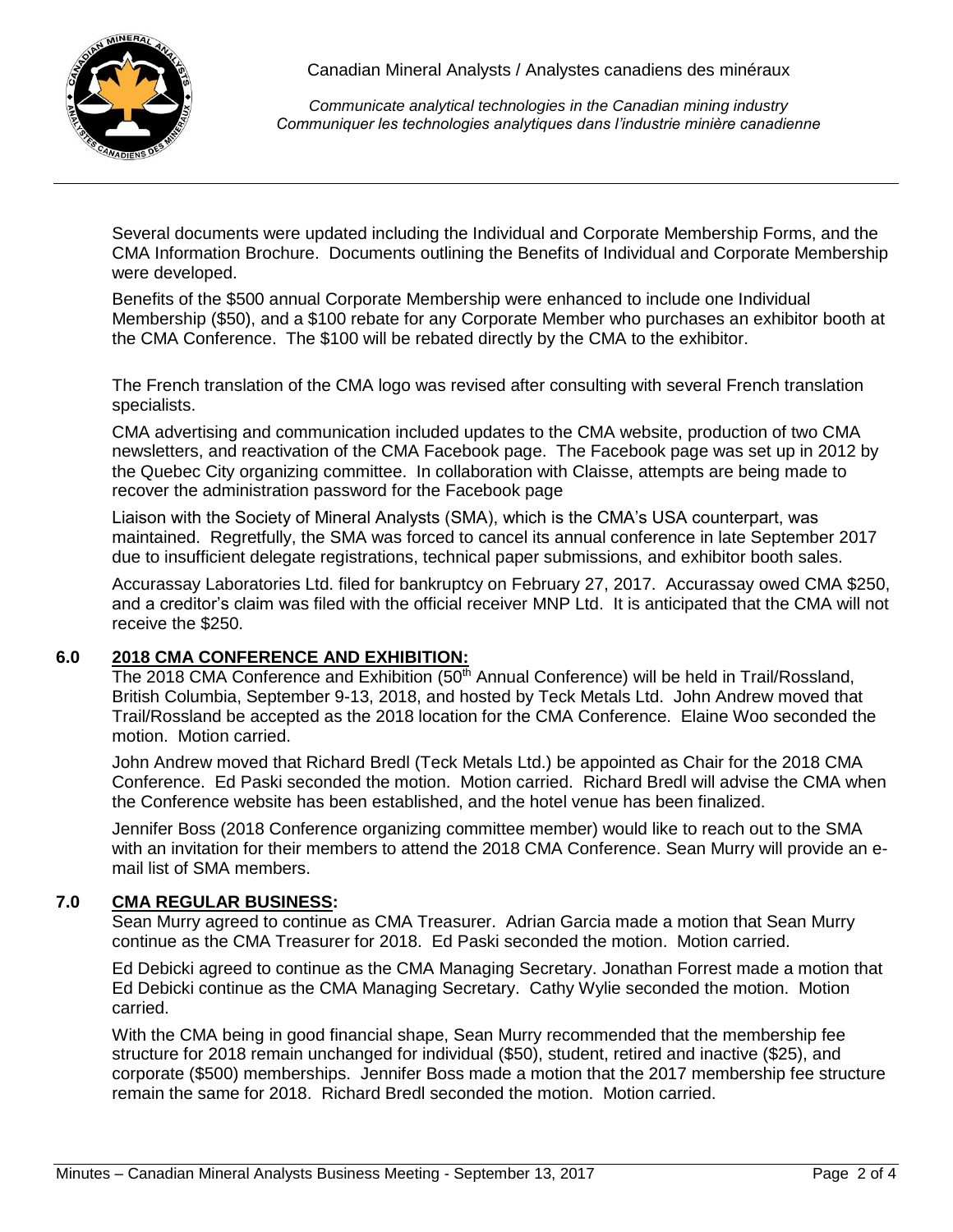Several documents were updated including the Individual and Corporate Membership Forms, and the CMA Information Brochure. Documents outlining the Benefits of Individual and Corporate Membership were developed.

Benefits of the $500 annual Corporate Membership were enhanced to include one Individual Membership ($50), and a $100 rebate for any Corporate Member who purchases an exhibitor booth at the CMA Conference. The $100 will be rebated directly by the CMA to the exhibitor.

The French translation of the CMA logo was revised after consulting with several French translation specialists.

CMA advertising and communication included updates to the CMA website, production of two CMA newsletters, and reactivation of the CMA Facebook page. The Facebook page was set up in 2012 by the Quebec City organizing committee. In collaboration with Claisse, attempts are being made to recover the administration password for the Facebook page

Liaison with the Society of Mineral Analysts (SMA), which is the CMA's USA counterpart, was maintained. Regretfully, the SMA was forced to cancel its annual conference in late September 2017 due to insufficient delegate registrations, technical paper submissions, and exhibitor booth sales.

Accurassay Laboratories Ltd. filed for bankruptcy on February 27, 2017. Accurassay owed CMA $250, and a creditor's claim was filed with the official receiver MNP Ltd. It is anticipated that the CMA will not receive the $250.

## 6.0 <u>2018 CMA CONFERENCE AND EXHIBITION:</u>

The 2018 CMA Conference and Exhibition (50th Annual Conference) will be held in Trail/Rossland, British Columbia, September 9-13, 2018, and hosted by Teck Metals Ltd. John Andrew moved that Trail/Rossland be accepted as the 2018 location for the CMA Conference. Elaine Woo seconded the motion. Motion carried.

John Andrew moved that Richard Bredl (Teck Metals Ltd.) be appointed as Chair for the 2018 CMA Conference. Ed Paski seconded the motion. Motion carried. Richard Bredl will advise the CMA when the Conference website has been established, and the hotel venue has been finalized.

Jennifer Boss (2018 Conference organizing committee member) would like to reach out to the SMA with an invitation for their members to attend the 2018 CMA Conference. Sean Murry will provide an e-mail list of SMA members.

## 7.0 <u>CMA REGULAR BUSINESS</u>:

Sean Murry agreed to continue as CMA Treasurer. Adrian Garcia made a motion that Sean Murry continue as the CMA Treasurer for 2018. Ed Paski seconded the motion. Motion carried.

Ed Debicki agreed to continue as the CMA Managing Secretary. Jonathan Forrest made a motion that Ed Debicki continue as the CMA Managing Secretary. Cathy Wylie seconded the motion. Motion carried.

With the CMA being in good financial shape, Sean Murry recommended that the membership fee structure for 2018 remain unchanged for individual ($50), student, retired and inactive ($25), and corporate ($500) memberships. Jennifer Boss made a motion that the 2017 membership fee structure remain the same for 2018. Richard Bredl seconded the motion. Motion carried.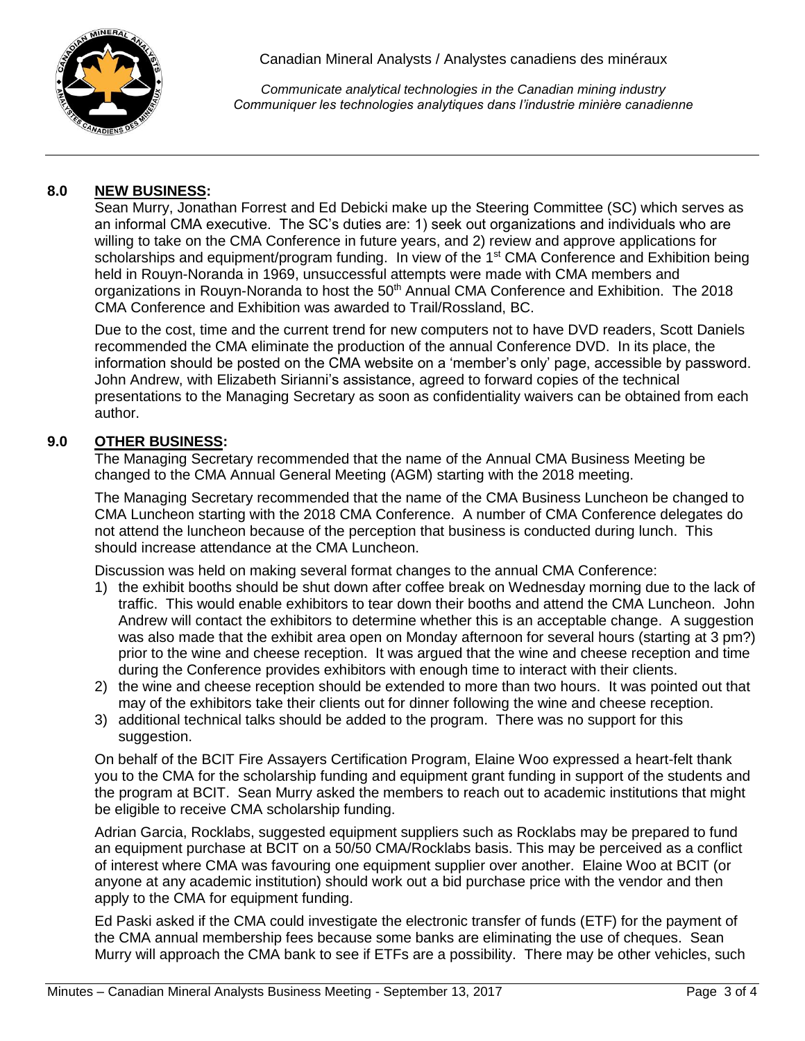## 8.0 NEW BUSINESS:

Sean Murry, Jonathan Forrest and Ed Debicki make up the Steering Committee (SC) which serves as an informal CMA executive. The SC's duties are: 1) seek out organizations and individuals who are willing to take on the CMA Conference in future years, and 2) review and approve applications for scholarships and equipment/program funding. In view of the 1st CMA Conference and Exhibition being held in Rouyn-Noranda in 1969, unsuccessful attempts were made with CMA members and organizations in Rouyn-Noranda to host the 50th Annual CMA Conference and Exhibition. The 2018 CMA Conference and Exhibition was awarded to Trail/Rossland, BC.

Due to the cost, time and the current trend for new computers not to have DVD readers, Scott Daniels recommended the CMA eliminate the production of the annual Conference DVD. In its place, the information should be posted on the CMA website on a 'member's only' page, accessible by password. John Andrew, with Elizabeth Sirianni's assistance, agreed to forward copies of the technical presentations to the Managing Secretary as soon as confidentiality waivers can be obtained from each author.

## 9.0 OTHER BUSINESS:

The Managing Secretary recommended that the name of the Annual CMA Business Meeting be changed to the CMA Annual General Meeting (AGM) starting with the 2018 meeting.

The Managing Secretary recommended that the name of the CMA Business Luncheon be changed to CMA Luncheon starting with the 2018 CMA Conference. A number of CMA Conference delegates do not attend the luncheon because of the perception that business is conducted during lunch. This should increase attendance at the CMA Luncheon.

Discussion was held on making several format changes to the annual CMA Conference:

1) the exhibit booths should be shut down after coffee break on Wednesday morning due to the lack of traffic. This would enable exhibitors to tear down their booths and attend the CMA Luncheon. John Andrew will contact the exhibitors to determine whether this is an acceptable change. A suggestion was also made that the exhibit area open on Monday afternoon for several hours (starting at 3 pm?) prior to the wine and cheese reception. It was argued that the wine and cheese reception and time during the Conference provides exhibitors with enough time to interact with their clients.
2) the wine and cheese reception should be extended to more than two hours. It was pointed out that may of the exhibitors take their clients out for dinner following the wine and cheese reception.
3) additional technical talks should be added to the program. There was no support for this suggestion.

On behalf of the BCIT Fire Assayers Certification Program, Elaine Woo expressed a heart-felt thank you to the CMA for the scholarship funding and equipment grant funding in support of the students and the program at BCIT. Sean Murry asked the members to reach out to academic institutions that might be eligible to receive CMA scholarship funding.

Adrian Garcia, Rocklabs, suggested equipment suppliers such as Rocklabs may be prepared to fund an equipment purchase at BCIT on a 50/50 CMA/Rocklabs basis. This may be perceived as a conflict of interest where CMA was favouring one equipment supplier over another. Elaine Woo at BCIT (or anyone at any academic institution) should work out a bid purchase price with the vendor and then apply to the CMA for equipment funding.

Ed Paski asked if the CMA could investigate the electronic transfer of funds (ETF) for the payment of the CMA annual membership fees because some banks are eliminating the use of cheques. Sean Murry will approach the CMA bank to see if ETFs are a possibility. There may be other vehicles, such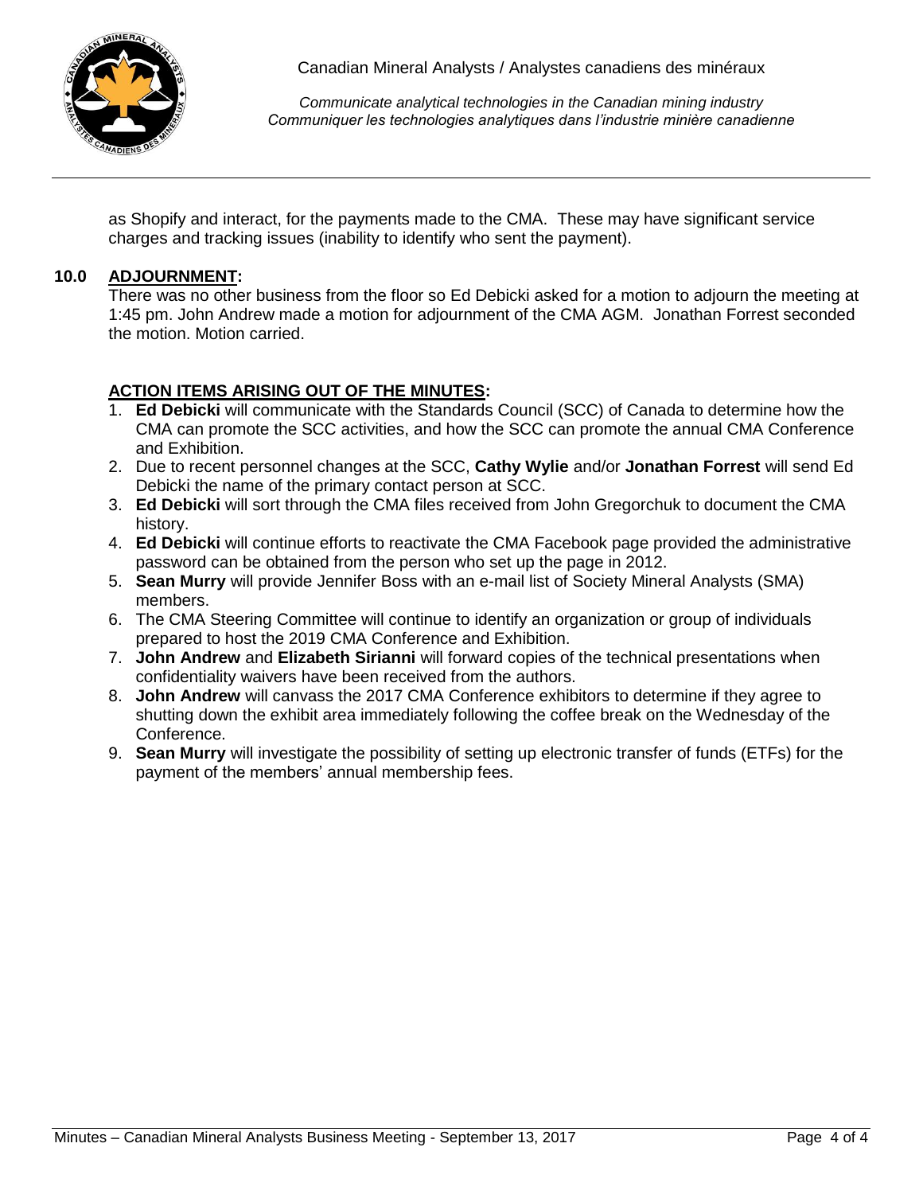as Shopify and interact, for the payments made to the CMA. These may have significant service charges and tracking issues (inability to identify who sent the payment).

## 10.0 ADJOURNMENT:

There was no other business from the floor so Ed Debicki asked for a motion to adjourn the meeting at 1:45 pm. John Andrew made a motion for adjournment of the CMA AGM. Jonathan Forrest seconded the motion. Motion carried.

## ACTION ITEMS ARISING OUT OF THE MINUTES:

1. **Ed Debicki** will communicate with the Standards Council (SCC) of Canada to determine how the CMA can promote the SCC activities, and how the SCC can promote the annual CMA Conference and Exhibition.
2. Due to recent personnel changes at the SCC, **Cathy Wylie** and/or **Jonathan Forrest** will send Ed Debicki the name of the primary contact person at SCC.
3. **Ed Debicki** will sort through the CMA files received from John Gregorchuk to document the CMA history.
4. **Ed Debicki** will continue efforts to reactivate the CMA Facebook page provided the administrative password can be obtained from the person who set up the page in 2012.
5. **Sean Murry** will provide Jennifer Boss with an e-mail list of Society Mineral Analysts (SMA) members.
6. The CMA Steering Committee will continue to identify an organization or group of individuals prepared to host the 2019 CMA Conference and Exhibition.
7. **John Andrew** and **Elizabeth Sirianni** will forward copies of the technical presentations when confidentiality waivers have been received from the authors.
8. **John Andrew** will canvass the 2017 CMA Conference exhibitors to determine if they agree to shutting down the exhibit area immediately following the coffee break on the Wednesday of the Conference.
9. **Sean Murry** will investigate the possibility of setting up electronic transfer of funds (ETFs) for the payment of the members' annual membership fees.